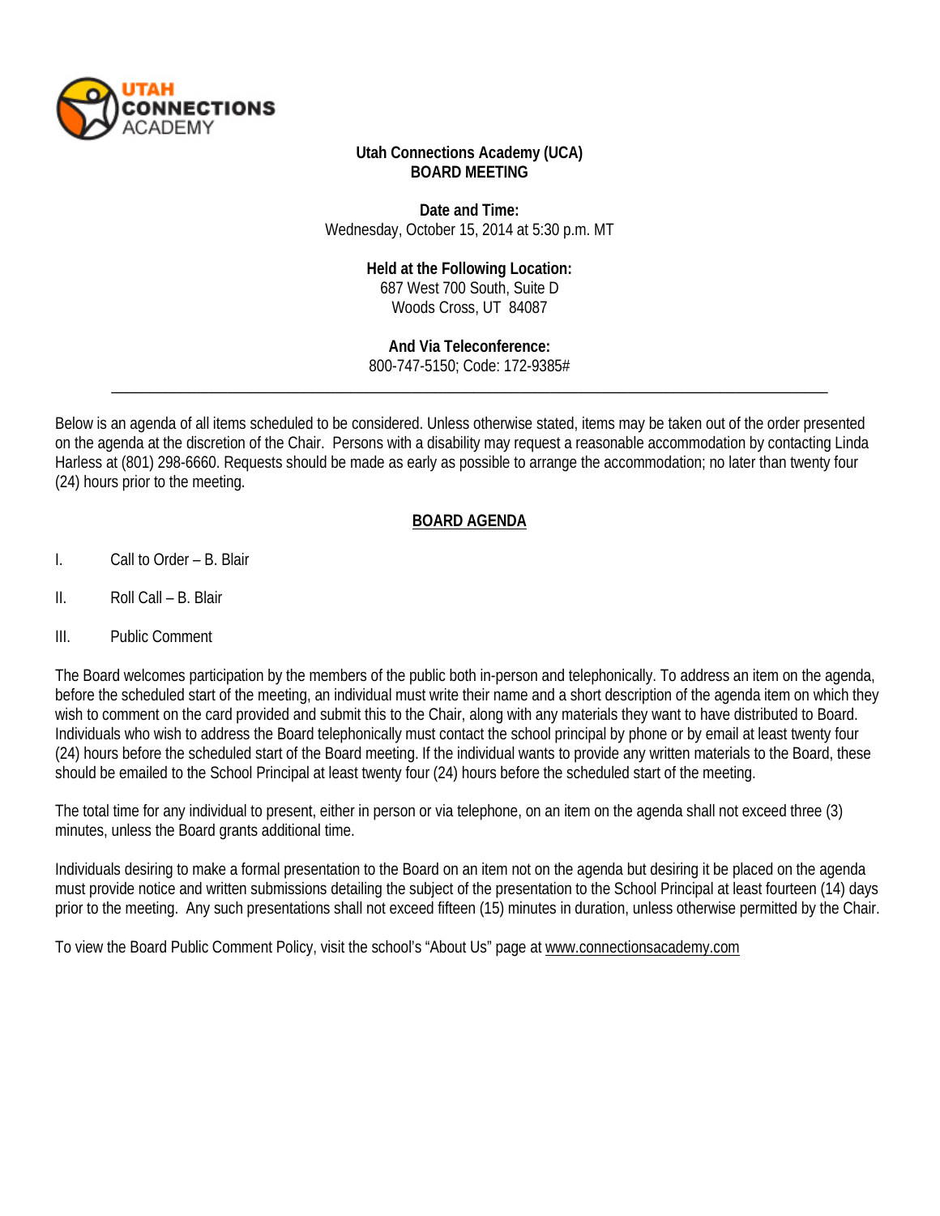**Utah Connections Academy (UCA)**
**BOARD MEETING**

**Date and Time:**
Wednesday, October 15, 2014 at 5:30 p.m. MT

**Held at the Following Location:**
687 West 700 South, Suite D
Woods Cross, UT 84087

**And Via Teleconference:**
800-747-5150; Code: 172-9385#

---

Below is an agenda of all items scheduled to be considered. Unless otherwise stated, items may be taken out of the order presented on the agenda at the discretion of the Chair. Persons with a disability may request a reasonable accommodation by contacting Linda Harless at (801) 298-6660. Requests should be made as early as possible to arrange the accommodation; no later than twenty four (24) hours prior to the meeting.

## BOARD AGENDA

I. Call to Order – B. Blair

II. Roll Call – B. Blair

III. Public Comment

The Board welcomes participation by the members of the public both in-person and telephonically. To address an item on the agenda, before the scheduled start of the meeting, an individual must write their name and a short description of the agenda item on which they wish to comment on the card provided and submit this to the Chair, along with any materials they want to have distributed to Board. Individuals who wish to address the Board telephonically must contact the school principal by phone or by email at least twenty four (24) hours before the scheduled start of the Board meeting. If the individual wants to provide any written materials to the Board, these should be emailed to the School Principal at least twenty four (24) hours before the scheduled start of the meeting.

The total time for any individual to present, either in person or via telephone, on an item on the agenda shall not exceed three (3) minutes, unless the Board grants additional time.

Individuals desiring to make a formal presentation to the Board on an item not on the agenda but desiring it be placed on the agenda must provide notice and written submissions detailing the subject of the presentation to the School Principal at least fourteen (14) days prior to the meeting. Any such presentations shall not exceed fifteen (15) minutes in duration, unless otherwise permitted by the Chair.

To view the Board Public Comment Policy, visit the school's "About Us" page at www.connectionsacademy.com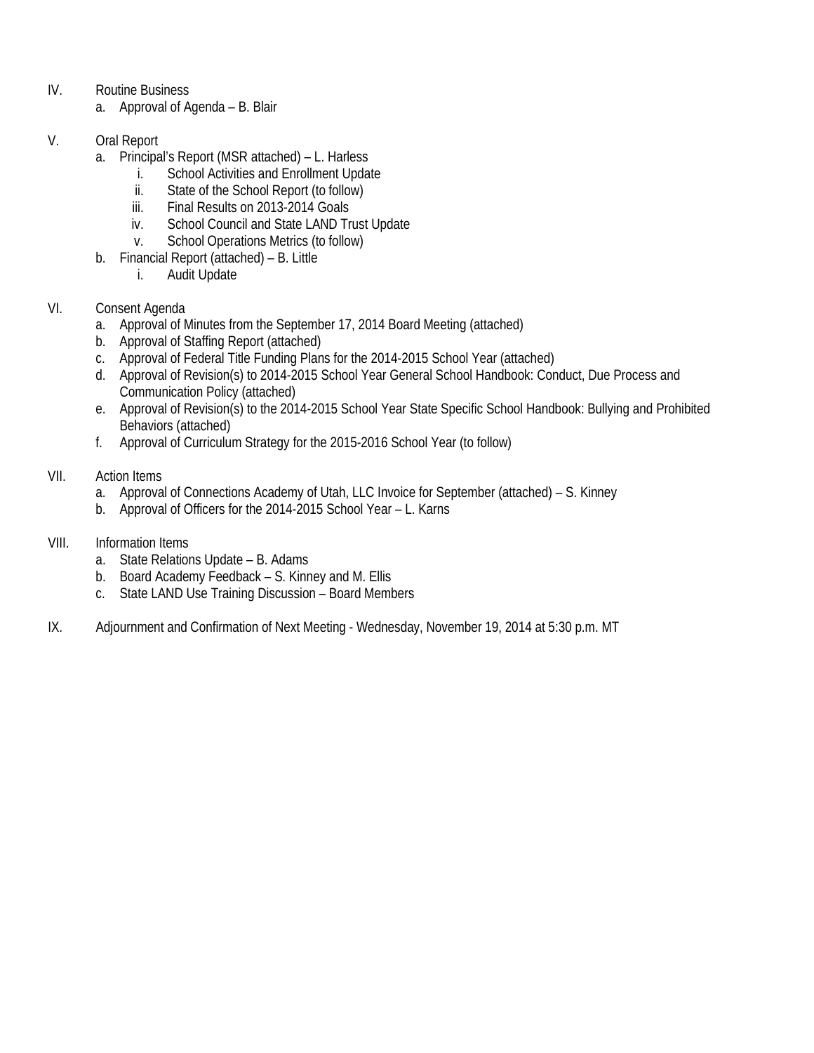IV. Routine Business
   a. Approval of Agenda – B. Blair

V. Oral Report
   a. Principal's Report (MSR attached) – L. Harless
      i. School Activities and Enrollment Update
      ii. State of the School Report (to follow)
      iii. Final Results on 2013-2014 Goals
      iv. School Council and State LAND Trust Update
      v. School Operations Metrics (to follow)
   b. Financial Report (attached) – B. Little
      i. Audit Update

VI. Consent Agenda
   a. Approval of Minutes from the September 17, 2014 Board Meeting (attached)
   b. Approval of Staffing Report (attached)
   c. Approval of Federal Title Funding Plans for the 2014-2015 School Year (attached)
   d. Approval of Revision(s) to 2014-2015 School Year General School Handbook: Conduct, Due Process and Communication Policy (attached)
   e. Approval of Revision(s) to the 2014-2015 School Year State Specific School Handbook: Bullying and Prohibited Behaviors (attached)
   f. Approval of Curriculum Strategy for the 2015-2016 School Year (to follow)

VII. Action Items
   a. Approval of Connections Academy of Utah, LLC Invoice for September (attached) – S. Kinney
   b. Approval of Officers for the 2014-2015 School Year – L. Karns

VIII. Information Items
   a. State Relations Update – B. Adams
   b. Board Academy Feedback – S. Kinney and M. Ellis
   c. State LAND Use Training Discussion – Board Members

IX. Adjournment and Confirmation of Next Meeting - Wednesday, November 19, 2014 at 5:30 p.m. MT